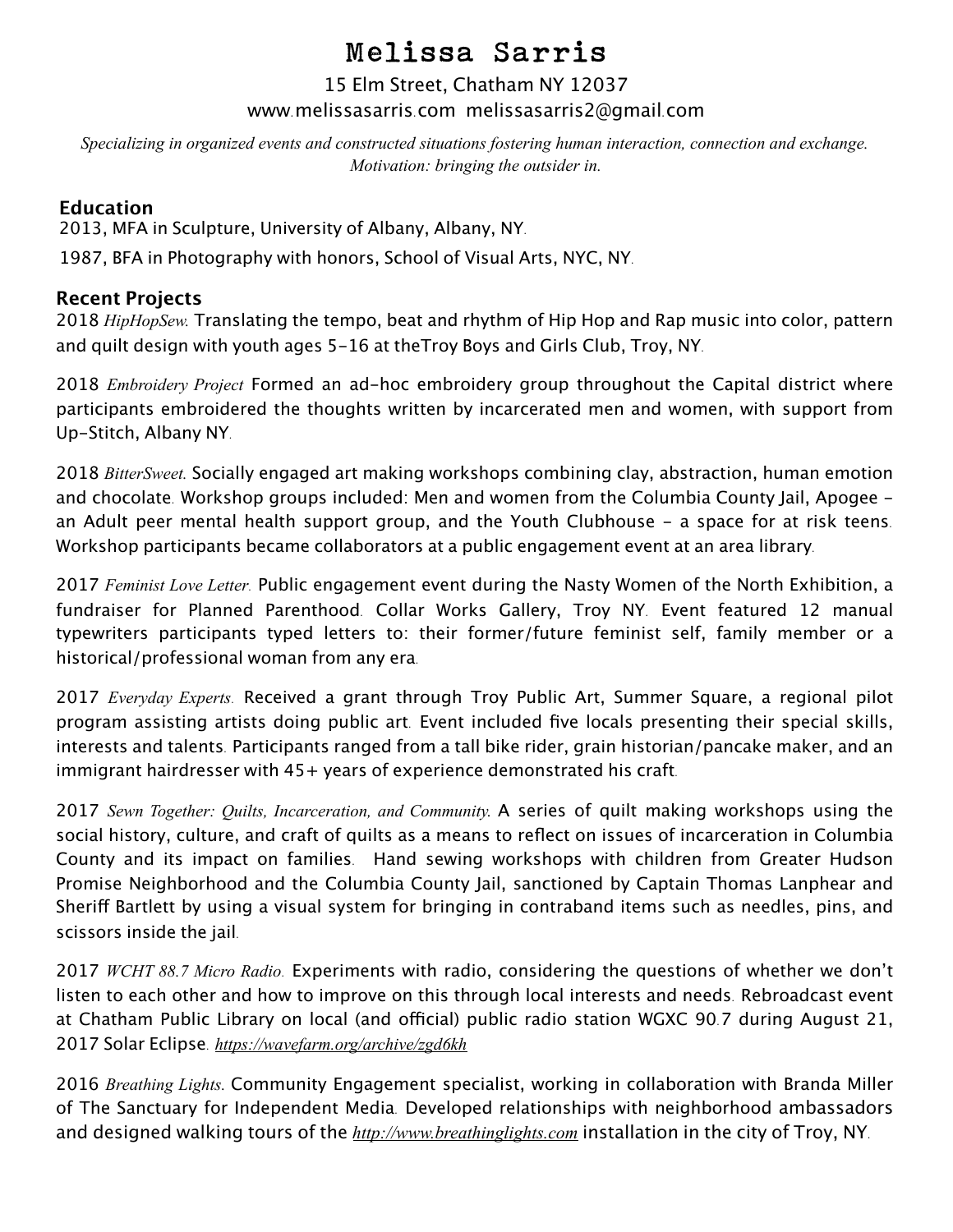# Melissa Sarris

15 Elm Street, Chatham NY 12037

www.melissasarris.com melissasarris2@gmail.com

*Specializing in organized events and constructed situations fostering human interaction, connection and exchange. Motivation: bringing the outsider in.*

## Education

2013, MFA in Sculpture, University of Albany, Albany, NY.

1987, BFA in Photography with honors, School of Visual Arts, NYC, NY.

## Recent Projects

2018 *HipHopSew.* Translating the tempo, beat and rhythm of Hip Hop and Rap music into color, pattern and quilt design with youth ages 5-16 at theTroy Boys and Girls Club, Troy, NY.

2018 *Embroidery Project* Formed an ad-hoc embroidery group throughout the Capital district where participants embroidered the thoughts written by incarcerated men and women, with support from Up-Stitch, Albany NY.

2018 *BitterSweet.* Socially engaged art making workshops combining clay, abstraction, human emotion and chocolate. Workshop groups included: Men and women from the Columbia County Jail, Apogee - an Adult peer mental health support group, and the Youth Clubhouse - a space for at risk teens. Workshop participants became collaborators at a public engagement event at an area library.

2017 *Feminist Love Letter.* Public engagement event during the Nasty Women of the North Exhibition, a fundraiser for Planned Parenthood. Collar Works Gallery, Troy NY. Event featured 12 manual typewriters participants typed letters to: their former/future feminist self, family member or a historical/professional woman from any era.

2017 *Everyday Experts.* Received a grant through Troy Public Art, Summer Square, a regional pilot program assisting artists doing public art. Event included five locals presenting their special skills, interests and talents. Participants ranged from a tall bike rider, grain historian/pancake maker, and an immigrant hairdresser with 45+ years of experience demonstrated his craft.

2017 *Sewn Together: Quilts, Incarceration, and Community.* A series of quilt making workshops using the social history, culture, and craft of quilts as a means to reflect on issues of incarceration in Columbia County and its impact on families. Hand sewing workshops with children from Greater Hudson Promise Neighborhood and the Columbia County Jail, sanctioned by Captain Thomas Lanphear and Sheriff Bartlett by using a visual system for bringing in contraband items such as needles, pins, and scissors inside the jail.

2017 *WCHT 88.7 Micro Radio.* Experiments with radio, considering the questions of whether we don't listen to each other and how to improve on this through local interests and needs. Rebroadcast event at Chatham Public Library on local (and official) public radio station WGXC 90.7 during August 21, 2017 Solar Eclipse. *https://wavefarm.org/archive/zgd6kh*

2016 *Breathing Lights.* Community Engagement specialist, working in collaboration with Branda Miller of The Sanctuary for Independent Media. Developed relationships with neighborhood ambassadors and designed walking tours of the *http://www.breathinglights.com* installation in the city of Troy, NY.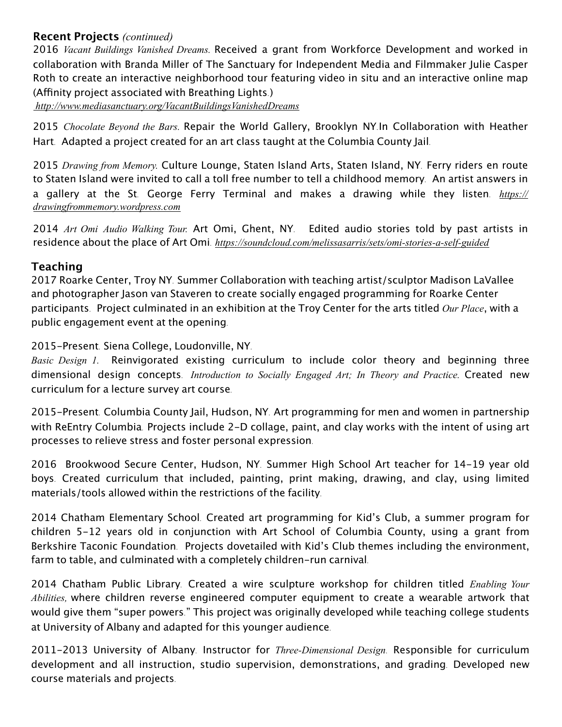## Recent Projects *(continued)*

2016 *Vacant Buildings Vanished Dreams.* Received a grant from Workforce Development and worked in collaboration with Branda Miller of The Sanctuary for Independent Media and Filmmaker Julie Casper Roth to create an interactive neighborhood tour featuring video in situ and an interactive online map (Affinity project associated with Breathing Lights.)
*http://www.mediasanctuary.org/VacantBuildingsVanishedDreams*

2015 *Chocolate Beyond the Bars*. Repair the World Gallery, Brooklyn NY.In Collaboration with Heather Hart. Adapted a project created for an art class taught at the Columbia County Jail.

2015 *Drawing from Memory.* Culture Lounge, Staten Island Arts, Staten Island, NY. Ferry riders en route to Staten Island were invited to call a toll free number to tell a childhood memory. An artist answers in a gallery at the St. George Ferry Terminal and makes a drawing while they listen. *https://drawingfrommemory.wordpress.com*

2014 *Art Omi Audio Walking Tour.* Art Omi, Ghent, NY. Edited audio stories told by past artists in residence about the place of Art Omi. *https://soundcloud.com/melissasarris/sets/omi-stories-a-self-guided*

## Teaching

2017 Roarke Center, Troy NY. Summer Collaboration with teaching artist/sculptor Madison LaVallee and photographer Jason van Staveren to create socially engaged programming for Roarke Center participants. Project culminated in an exhibition at the Troy Center for the arts titled *Our Place*, with a public engagement event at the opening.

2015-Present. Siena College, Loudonville, NY.
*Basic Design 1.* Reinvigorated existing curriculum to include color theory and beginning three dimensional design concepts. *Introduction to Socially Engaged Art; In Theory and Practice.* Created new curriculum for a lecture survey art course.

2015-Present. Columbia County Jail, Hudson, NY. Art programming for men and women in partnership with ReEntry Columbia. Projects include 2-D collage, paint, and clay works with the intent of using art processes to relieve stress and foster personal expression.

2016 Brookwood Secure Center, Hudson, NY. Summer High School Art teacher for 14-19 year old boys. Created curriculum that included, painting, print making, drawing, and clay, using limited materials/tools allowed within the restrictions of the facility.

2014 Chatham Elementary School. Created art programming for Kid's Club, a summer program for children 5-12 years old in conjunction with Art School of Columbia County, using a grant from Berkshire Taconic Foundation. Projects dovetailed with Kid's Club themes including the environment, farm to table, and culminated with a completely children-run carnival.

2014 Chatham Public Library. Created a wire sculpture workshop for children titled *Enabling Your Abilities,* where children reverse engineered computer equipment to create a wearable artwork that would give them "super powers." This project was originally developed while teaching college students at University of Albany and adapted for this younger audience.

2011-2013 University of Albany. Instructor for *Three-Dimensional Design.* Responsible for curriculum development and all instruction, studio supervision, demonstrations, and grading. Developed new course materials and projects.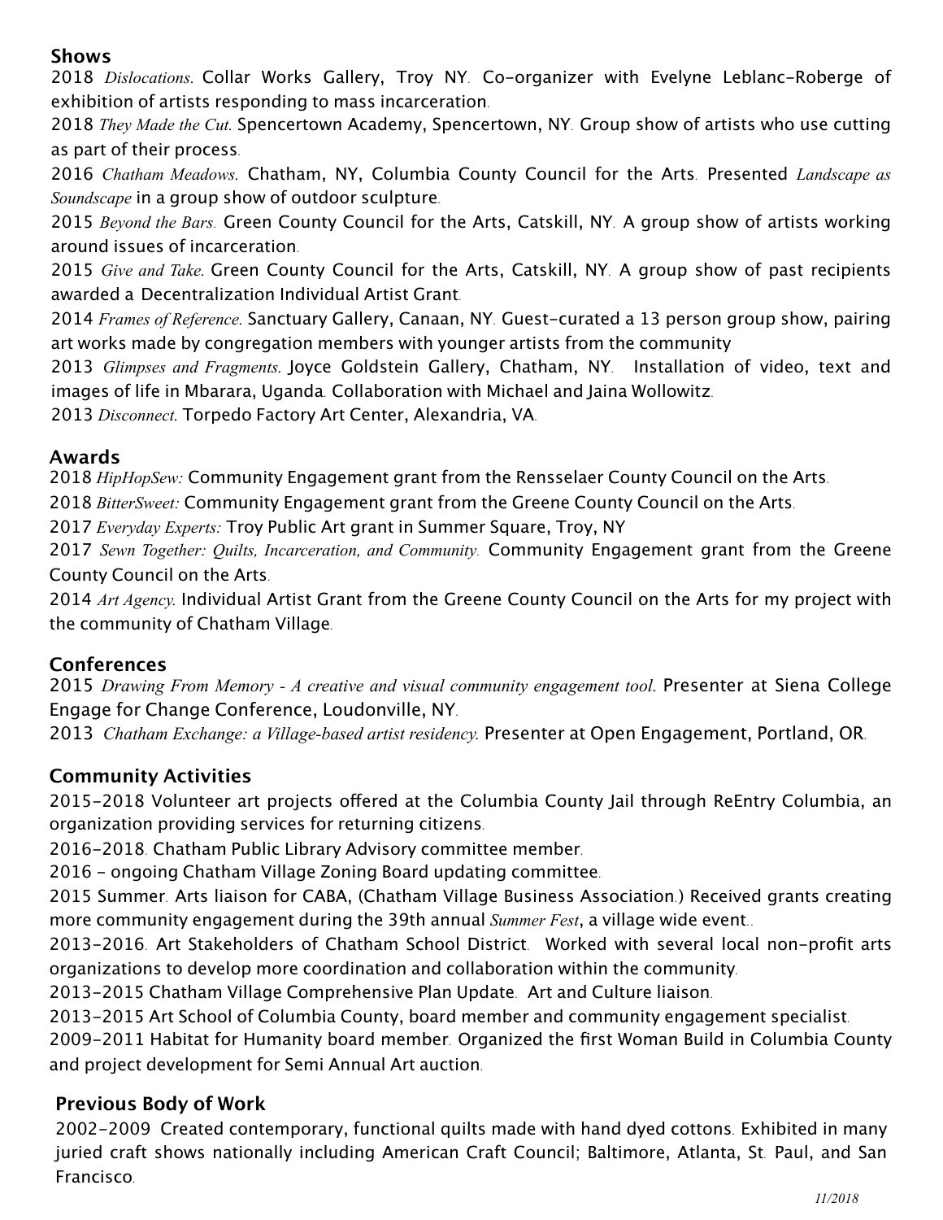## Shows

2018 *Dislocations.* Collar Works Gallery, Troy NY. Co-organizer with Evelyne Leblanc-Roberge of exhibition of artists responding to mass incarceration.

2018 *They Made the Cut.* Spencertown Academy, Spencertown, NY. Group show of artists who use cutting as part of their process.

2016 *Chatham Meadows.* Chatham, NY, Columbia County Council for the Arts. Presented *Landscape as Soundscape* in a group show of outdoor sculpture.

2015 *Beyond the Bars.* Green County Council for the Arts, Catskill, NY. A group show of artists working around issues of incarceration.

2015 *Give and Take.* Green County Council for the Arts, Catskill, NY. A group show of past recipients awarded a Decentralization Individual Artist Grant.

2014 *Frames of Reference.* Sanctuary Gallery, Canaan, NY. Guest-curated a 13 person group show, pairing art works made by congregation members with younger artists from the community

2013 *Glimpses and Fragments.* Joyce Goldstein Gallery, Chatham, NY. Installation of video, text and images of life in Mbarara, Uganda. Collaboration with Michael and Jaina Wollowitz.

2013 *Disconnect.* Torpedo Factory Art Center, Alexandria, VA.

## Awards

2018 *HipHopSew:* Community Engagement grant from the Rensselaer County Council on the Arts.

2018 *BitterSweet:* Community Engagement grant from the Greene County Council on the Arts.

2017 *Everyday Experts:* Troy Public Art grant in Summer Square, Troy, NY

2017 *Sewn Together: Quilts, Incarceration, and Community.* Community Engagement grant from the Greene County Council on the Arts.

2014 *Art Agency.* Individual Artist Grant from the Greene County Council on the Arts for my project with the community of Chatham Village.

## Conferences

2015 *Drawing From Memory - A creative and visual community engagement tool.* Presenter at Siena College Engage for Change Conference, Loudonville, NY.

2013 *Chatham Exchange: a Village-based artist residency.* Presenter at Open Engagement, Portland, OR.

## Community Activities

2015-2018 Volunteer art projects offered at the Columbia County Jail through ReEntry Columbia, an organization providing services for returning citizens.

2016-2018. Chatham Public Library Advisory committee member.

2016 - ongoing Chatham Village Zoning Board updating committee.

2015 Summer. Arts liaison for CABA, (Chatham Village Business Association.) Received grants creating more community engagement during the 39th annual *Summer Fest*, a village wide event..

2013-2016. Art Stakeholders of Chatham School District. Worked with several local non-profit arts organizations to develop more coordination and collaboration within the community.

2013-2015 Chatham Village Comprehensive Plan Update. Art and Culture liaison.

2013-2015 Art School of Columbia County, board member and community engagement specialist.

2009-2011 Habitat for Humanity board member. Organized the first Woman Build in Columbia County and project development for Semi Annual Art auction.

## Previous Body of Work

2002-2009 Created contemporary, functional quilts made with hand dyed cottons. Exhibited in many juried craft shows nationally including American Craft Council; Baltimore, Atlanta, St. Paul, and San Francisco.

*11/2018*